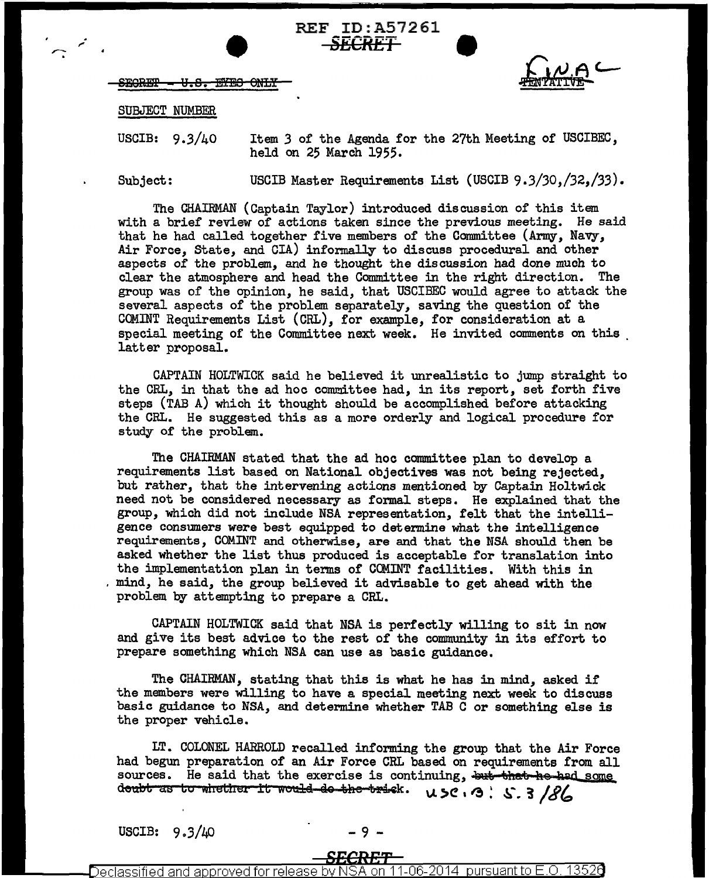REF ID:A57261

~~SECRET~~

~~SECRET - U.S. EYES ONLY~~

FINAL ~~TENTATIVE~~

SUBJECT NUMBER

USCIB: 9.3/40 Item 3 of the Agenda for the 27th Meeting of USCIBEC, held on 25 March 1955.

Subject: USCIB Master Requirements List (USCIB 9.3/30,/32,/33).

The CHAIRMAN (Captain Taylor) introduced discussion of this item with a brief review of actions taken since the previous meeting. He said that he had called together five members of the Committee (Army, Navy, Air Force, State, and CIA) informally to discuss procedural and other aspects of the problem, and he thought the discussion had done much to clear the atmosphere and head the Committee in the right direction. The group was of the opinion, he said, that USCIBEC would agree to attack the several aspects of the problem separately, saving the question of the COMINT Requirements List (CRL), for example, for consideration at a special meeting of the Committee next week. He invited comments on this latter proposal.

CAPTAIN HOLTWICK said he believed it unrealistic to jump straight to the CRL, in that the ad hoc committee had, in its report, set forth five steps (TAB A) which it thought should be accomplished before attacking the CRL. He suggested this as a more orderly and logical procedure for study of the problem.

The CHAIRMAN stated that the ad hoc committee plan to develop a requirements list based on National objectives was not being rejected, but rather, that the intervening actions mentioned by Captain Holtwick need not be considered necessary as formal steps. He explained that the group, which did not include NSA representation, felt that the intelligence consumers were best equipped to determine what the intelligence requirements, COMINT and otherwise, are and that the NSA should then be asked whether the list thus produced is acceptable for translation into the implementation plan in terms of COMINT facilities. With this in mind, he said, the group believed it advisable to get ahead with the problem by attempting to prepare a CRL.

CAPTAIN HOLTWICK said that NSA is perfectly willing to sit in now and give its best advice to the rest of the community in its effort to prepare something which NSA can use as basic guidance.

The CHAIRMAN, stating that this is what he has in mind, asked if the members were willing to have a special meeting next week to discuss basic guidance to NSA, and determine whether TAB C or something else is the proper vehicle.

LT. COLONEL HARROLD recalled informing the group that the Air Force had begun preparation of an Air Force CRL based on requirements from all sources. He said that the exercise is continuing, ~~but that he had some doubt as to whether it would do the trick~~. USCIB: 5.3/186

USCIB: 9.3/40

~~SECRET~~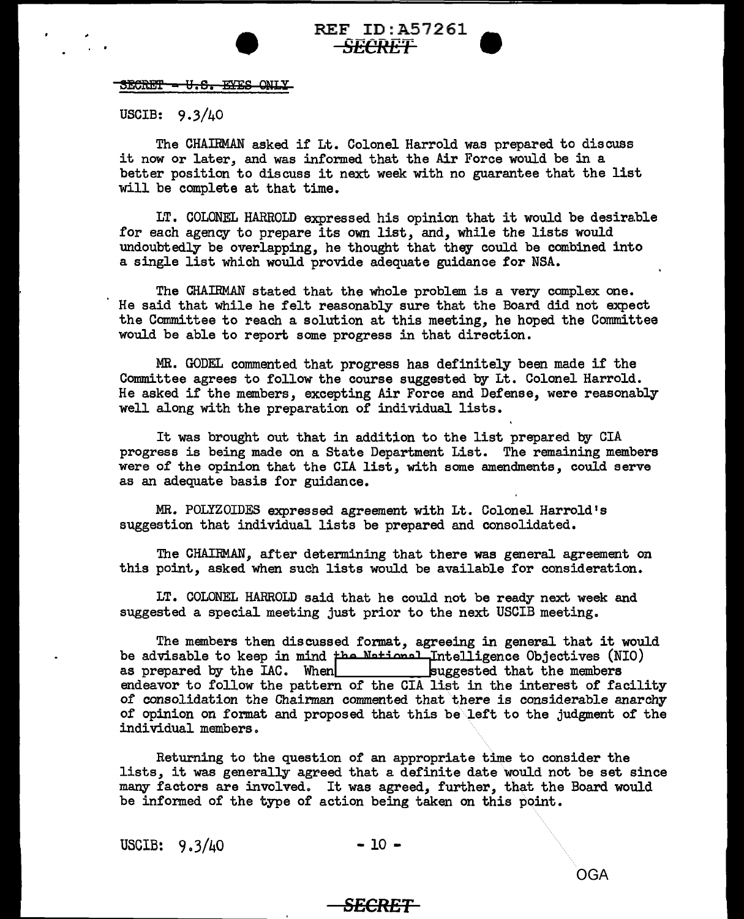REF ID:A57261
~~SECRET~~

~~SECRET - U.S. EYES ONLY~~

USCIB: 9.3/40

The CHAIRMAN asked if Lt. Colonel Harrold was prepared to discuss it now or later, and was informed that the Air Force would be in a better position to discuss it next week with no guarantee that the list will be complete at that time.

LT. COLONEL HARROLD expressed his opinion that it would be desirable for each agency to prepare its own list, and, while the lists would undoubtedly be overlapping, he thought that they could be combined into a single list which would provide adequate guidance for NSA.

The CHAIRMAN stated that the whole problem is a very complex one. He said that while he felt reasonably sure that the Board did not expect the Committee to reach a solution at this meeting, he hoped the Committee would be able to report some progress in that direction.

MR. GODEL commented that progress has definitely been made if the Committee agrees to follow the course suggested by Lt. Colonel Harrold. He asked if the members, excepting Air Force and Defense, were reasonably well along with the preparation of individual lists.

It was brought out that in addition to the list prepared by CIA progress is being made on a State Department List. The remaining members were of the opinion that the CIA list, with some amendments, could serve as an adequate basis for guidance.

MR. POLYZOIDES expressed agreement with Lt. Colonel Harrold's suggestion that individual lists be prepared and consolidated.

The CHAIRMAN, after determining that there was general agreement on this point, asked when such lists would be available for consideration.

LT. COLONEL HARROLD said that he could not be ready next week and suggested a special meeting just prior to the next USCIB meeting.

The members then discussed format, agreeing in general that it would be advisable to keep in mind the National Intelligence Objectives (NIO) as prepared by the IAC. When [REDACTED] suggested that the members endeavor to follow the pattern of the CIA list in the interest of facility of consolidation the Chairman commented that there is considerable anarchy of opinion on format and proposed that this be left to the judgment of the individual members.

Returning to the question of an appropriate time to consider the lists, it was generally agreed that a definite date would not be set since many factors are involved. It was agreed, further, that the Board would be informed of the type of action being taken on this point.

USCIB: 9.3/40

OGA

~~SECRET~~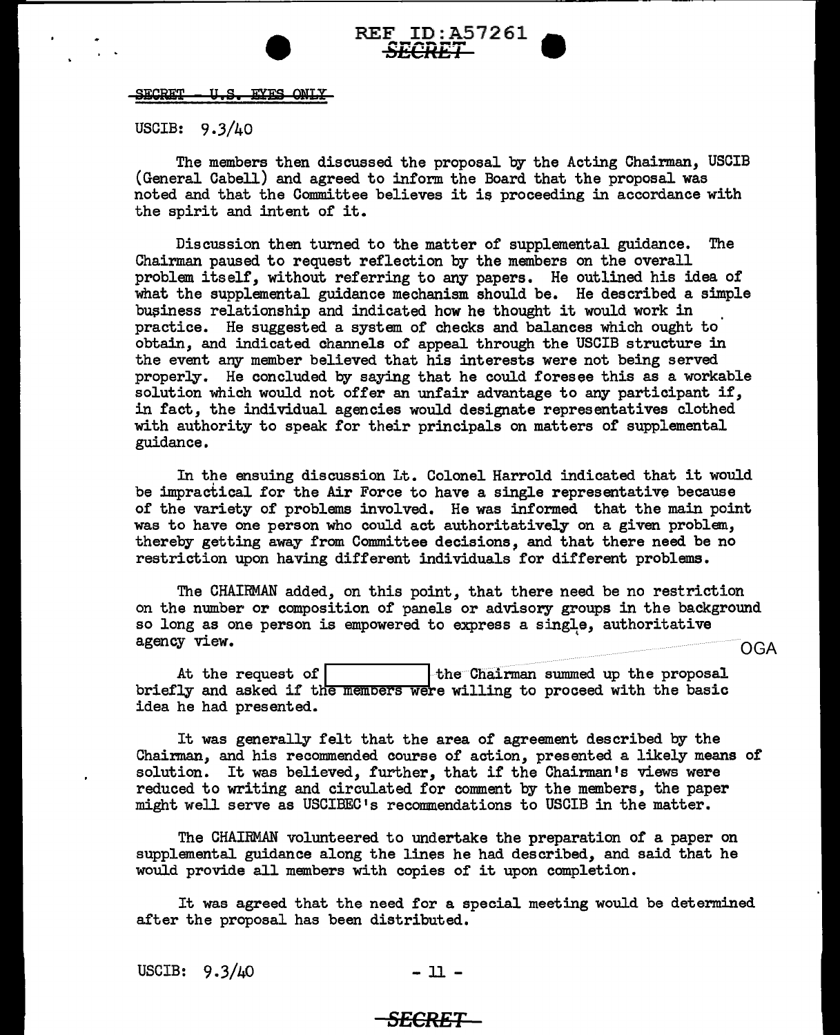SECRET - U.S. EYES ONLY

USCIB: 9.3/40

The members then discussed the proposal by the Acting Chairman, USCIB (General Cabell) and agreed to inform the Board that the proposal was noted and that the Committee believes it is proceeding in accordance with the spirit and intent of it.

Discussion then turned to the matter of supplemental guidance. The Chairman paused to request reflection by the members on the overall problem itself, without referring to any papers. He outlined his idea of what the supplemental guidance mechanism should be. He described a simple business relationship and indicated how he thought it would work in practice. He suggested a system of checks and balances which ought to obtain, and indicated channels of appeal through the USCIB structure in the event any member believed that his interests were not being served properly. He concluded by saying that he could foresee this as a workable solution which would not offer an unfair advantage to any participant if, in fact, the individual agencies would designate representatives clothed with authority to speak for their principals on matters of supplemental guidance.

In the ensuing discussion Lt. Colonel Harrold indicated that it would be impractical for the Air Force to have a single representative because of the variety of problems involved. He was informed that the main point was to have one person who could act authoritatively on a given problem, thereby getting away from Committee decisions, and that there need be no restriction upon having different individuals for different problems.

The CHAIRMAN added, on this point, that there need be no restriction on the number or composition of panels or advisory groups in the background so long as one person is empowered to express a single, authoritative agency view.

OGA

At the request of [          ] the Chairman summed up the proposal briefly and asked if the members were willing to proceed with the basic idea he had presented.

It was generally felt that the area of agreement described by the Chairman, and his recommended course of action, presented a likely means of solution. It was believed, further, that if the Chairman's views were reduced to writing and circulated for comment by the members, the paper might well serve as USCIBEC's recommendations to USCIB in the matter.

The CHAIRMAN volunteered to undertake the preparation of a paper on supplemental guidance along the lines he had described, and said that he would provide all members with copies of it upon completion.

It was agreed that the need for a special meeting would be determined after the proposal has been distributed.

USCIB: 9.3/40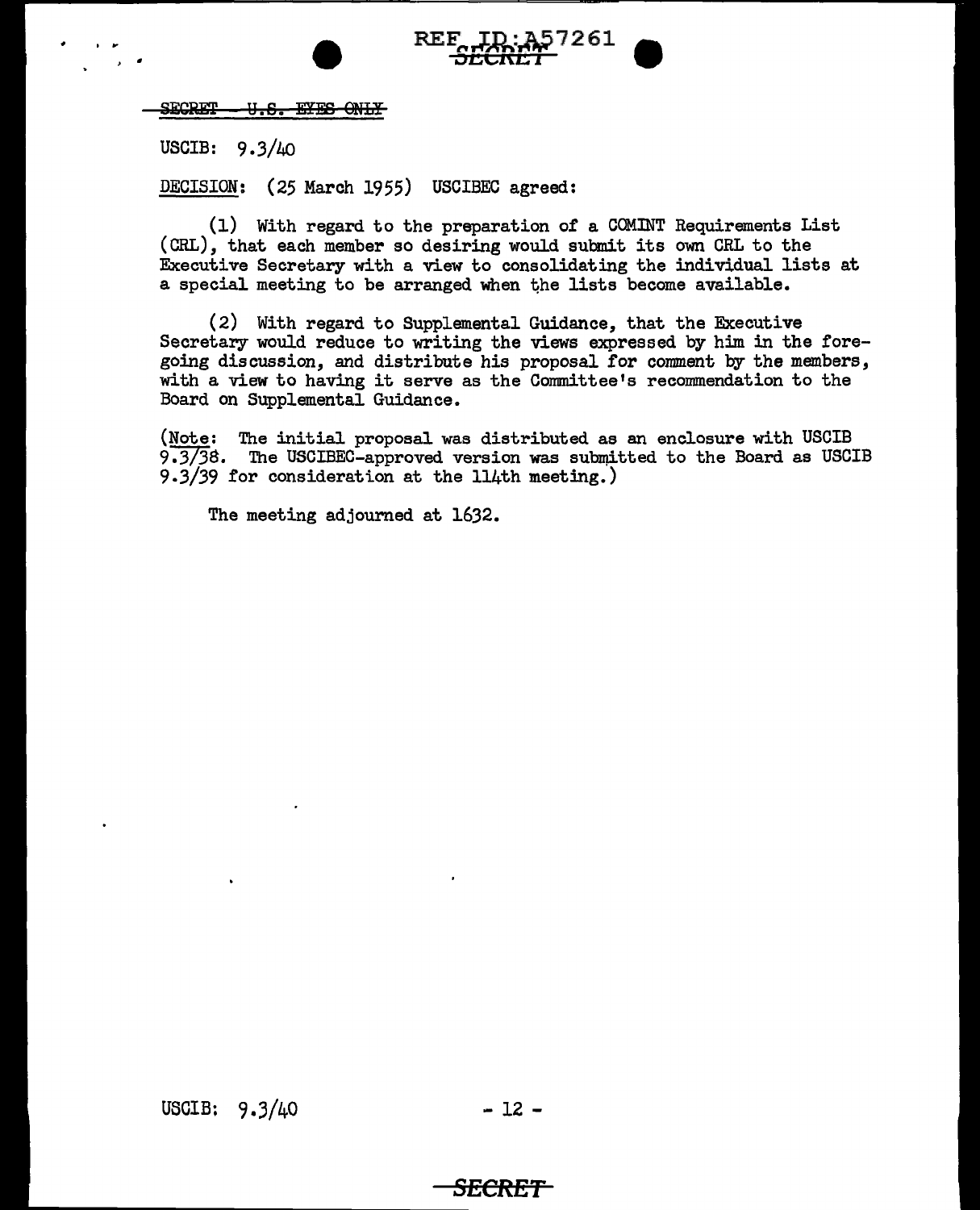~~SECRET - U.S. EYES ONLY~~

USCIB: 9.3/40

DECISION: (25 March 1955) USCIBEC agreed:

(1) With regard to the preparation of a COMINT Requirements List (CRL), that each member so desiring would submit its own CRL to the Executive Secretary with a view to consolidating the individual lists at a special meeting to be arranged when the lists become available.

(2) With regard to Supplemental Guidance, that the Executive Secretary would reduce to writing the views expressed by him in the foregoing discussion, and distribute his proposal for comment by the members, with a view to having it serve as the Committee's recommendation to the Board on Supplemental Guidance.

(Note: The initial proposal was distributed as an enclosure with USCIB 9.3/38. The USCIBEC-approved version was submitted to the Board as USCIB 9.3/39 for consideration at the 114th meeting.)

The meeting adjourned at 1632.

USCIB: 9.3/40